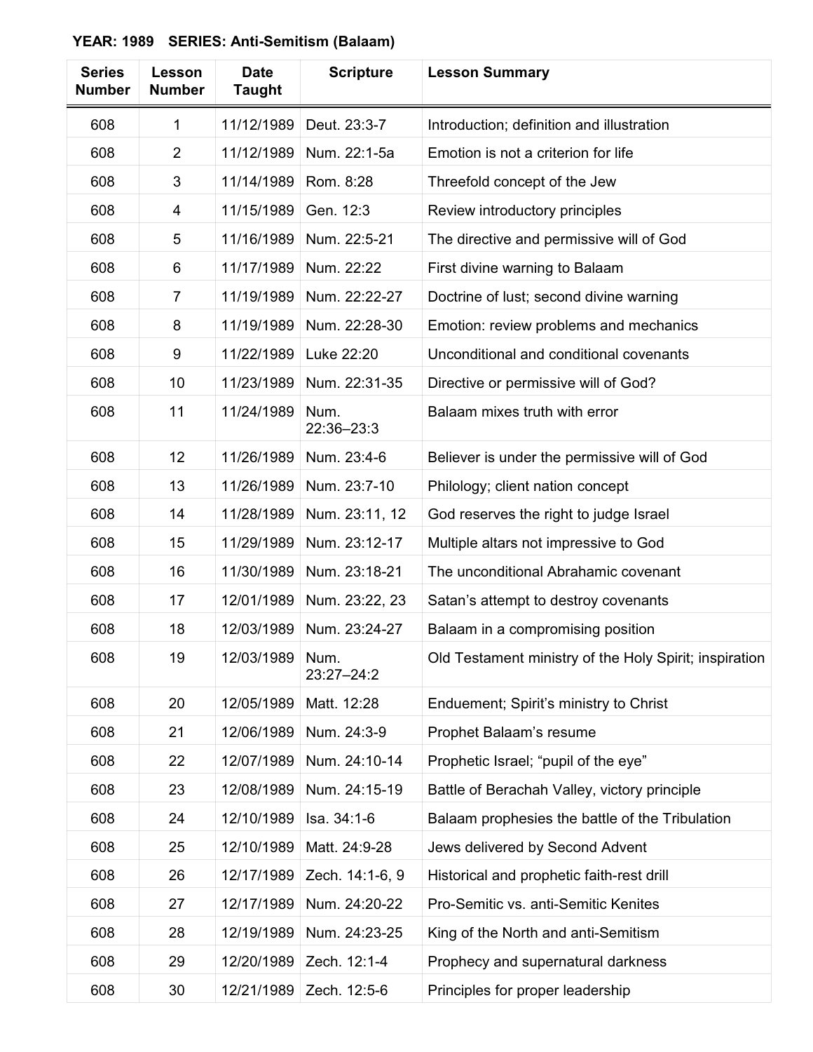**YEAR: 1989 SERIES: Anti-Semitism (Balaam)**

| Series Number | Lesson Number | Date Taught | Scripture | Lesson Summary |
|---|---|---|---|---|
| 608 | 1 | 11/12/1989 | Deut. 23:3-7 | Introduction; definition and illustration |
| 608 | 2 | 11/12/1989 | Num. 22:1-5a | Emotion is not a criterion for life |
| 608 | 3 | 11/14/1989 | Rom. 8:28 | Threefold concept of the Jew |
| 608 | 4 | 11/15/1989 | Gen. 12:3 | Review introductory principles |
| 608 | 5 | 11/16/1989 | Num. 22:5-21 | The directive and permissive will of God |
| 608 | 6 | 11/17/1989 | Num. 22:22 | First divine warning to Balaam |
| 608 | 7 | 11/19/1989 | Num. 22:22-27 | Doctrine of lust; second divine warning |
| 608 | 8 | 11/19/1989 | Num. 22:28-30 | Emotion: review problems and mechanics |
| 608 | 9 | 11/22/1989 | Luke 22:20 | Unconditional and conditional covenants |
| 608 | 10 | 11/23/1989 | Num. 22:31-35 | Directive or permissive will of God? |
| 608 | 11 | 11/24/1989 | Num. 22:36–23:3 | Balaam mixes truth with error |
| 608 | 12 | 11/26/1989 | Num. 23:4-6 | Believer is under the permissive will of God |
| 608 | 13 | 11/26/1989 | Num. 23:7-10 | Philology; client nation concept |
| 608 | 14 | 11/28/1989 | Num. 23:11, 12 | God reserves the right to judge Israel |
| 608 | 15 | 11/29/1989 | Num. 23:12-17 | Multiple altars not impressive to God |
| 608 | 16 | 11/30/1989 | Num. 23:18-21 | The unconditional Abrahamic covenant |
| 608 | 17 | 12/01/1989 | Num. 23:22, 23 | Satan's attempt to destroy covenants |
| 608 | 18 | 12/03/1989 | Num. 23:24-27 | Balaam in a compromising position |
| 608 | 19 | 12/03/1989 | Num. 23:27–24:2 | Old Testament ministry of the Holy Spirit; inspiration |
| 608 | 20 | 12/05/1989 | Matt. 12:28 | Enduement; Spirit's ministry to Christ |
| 608 | 21 | 12/06/1989 | Num. 24:3-9 | Prophet Balaam's resume |
| 608 | 22 | 12/07/1989 | Num. 24:10-14 | Prophetic Israel; "pupil of the eye" |
| 608 | 23 | 12/08/1989 | Num. 24:15-19 | Battle of Berachah Valley, victory principle |
| 608 | 24 | 12/10/1989 | Isa. 34:1-6 | Balaam prophesies the battle of the Tribulation |
| 608 | 25 | 12/10/1989 | Matt. 24:9-28 | Jews delivered by Second Advent |
| 608 | 26 | 12/17/1989 | Zech. 14:1-6, 9 | Historical and prophetic faith-rest drill |
| 608 | 27 | 12/17/1989 | Num. 24:20-22 | Pro-Semitic vs. anti-Semitic Kenites |
| 608 | 28 | 12/19/1989 | Num. 24:23-25 | King of the North and anti-Semitism |
| 608 | 29 | 12/20/1989 | Zech. 12:1-4 | Prophecy and supernatural darkness |
| 608 | 30 | 12/21/1989 | Zech. 12:5-6 | Principles for proper leadership |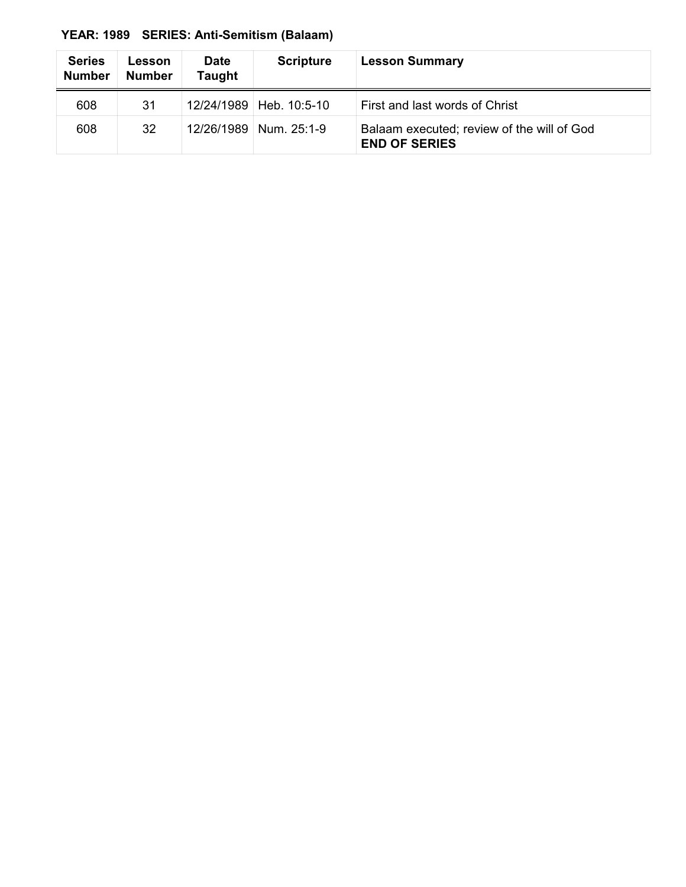**YEAR: 1989 SERIES: Anti-Semitism (Balaam)**

| Series Number | Lesson Number | Date Taught | Scripture | Lesson Summary |
|---|---|---|---|---|
| 608 | 31 | 12/24/1989 | Heb. 10:5-10 | First and last words of Christ |
| 608 | 32 | 12/26/1989 | Num. 25:1-9 | Balaam executed; review of the will of God **END OF SERIES** |